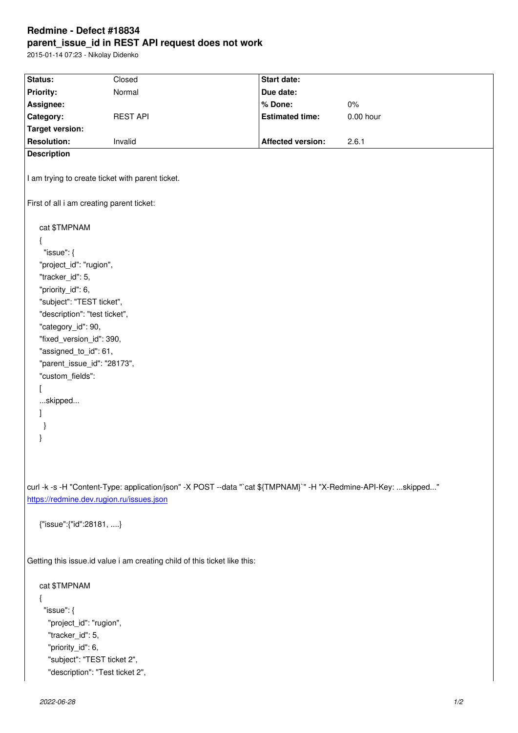# Redmine - Defect #18834
## parent_issue_id in REST API request does not work

2015-01-14 07:23 - Nikolay Didenko

| Status: | Closed | Start date: | |
|---|---|---|---|
| Priority: | Normal | Due date: | |
| Assignee: | | % Done: | 0% |
| Category: | REST API | Estimated time: | 0.00 hour |
| Target version: | | | |
| Resolution: | Invalid | Affected version: | 2.6.1 |

**Description**

I am trying to create ticket with parent ticket.

First of all i am creating parent ticket:

```
cat $TMPNAM
{
  "issue": {
"project_id": "rugion",
"tracker_id": 5,
"priority_id": 6,
"subject": "TEST ticket",
"description": "test ticket",
"category_id": 90,
"fixed_version_id": 390,
"assigned_to_id": 61,
"parent_issue_id": "28173",
"custom_fields":
[
...skipped...
]
  }
}
```

curl -k -s -H "Content-Type: application/json" -X POST --data "`cat ${TMPNAM}`" -H "X-Redmine-API-Key: ...skipped..." https://redmine.dev.rugion.ru/issues.json

```
{"issue":{"id":28181, ....}
```

Getting this issue.id value i am creating child of this ticket like this:

```
cat $TMPNAM
{
  "issue": {
    "project_id": "rugion",
    "tracker_id": 5,
    "priority_id": 6,
    "subject": "TEST ticket 2",
    "description": "Test ticket 2",
```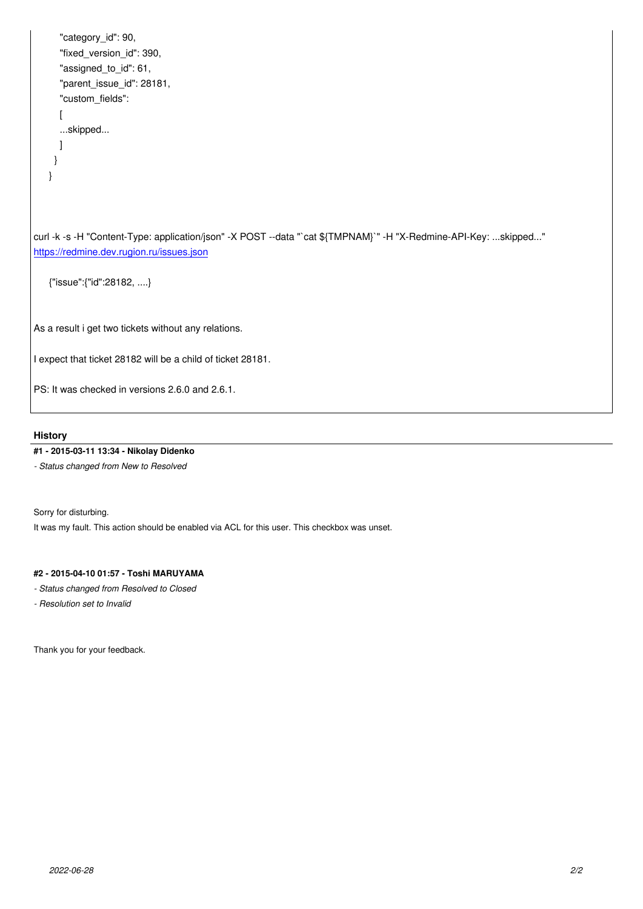```
    "category_id": 90,
    "fixed_version_id": 390,
    "assigned_to_id": 61,
    "parent_issue_id": 28181,
    "custom_fields":
    [
    ...skipped...
    ]
  }
}
```

curl -k -s -H "Content-Type: application/json" -X POST --data "`cat ${TMPNAM}`" -H "X-Redmine-API-Key: ...skipped..." https://redmine.dev.rugion.ru/issues.json

```
{"issue":{"id":28182, ....}
```

As a result i get two tickets without any relations.

I expect that ticket 28182 will be a child of ticket 28181.

PS: It was checked in versions 2.6.0 and 2.6.1.

## History

#### #1 - 2015-03-11 13:34 - Nikolay Didenko

*- Status changed from New to Resolved*

Sorry for disturbing.

It was my fault. This action should be enabled via ACL for this user. This checkbox was unset.

#### #2 - 2015-04-10 01:57 - Toshi MARUYAMA

*- Status changed from Resolved to Closed*

*- Resolution set to Invalid*

Thank you for your feedback.